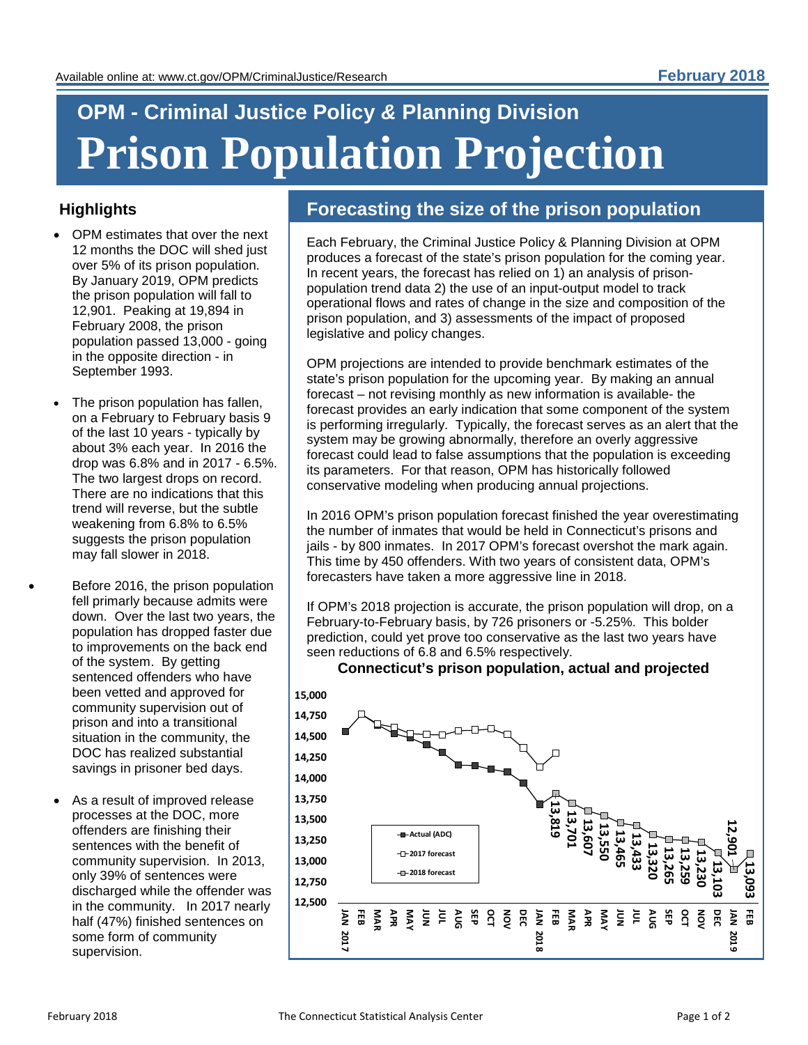# OPM - Criminal Justice Policy & Planning Division

# Prison Population Projection

February 2018

## Highlights

- OPM estimates that over the next 12 months the DOC will shed just over 5% of its prison population. By January 2019, OPM predicts the prison population will fall to 12,901. Peaking at 19,894 in February 2008, the prison population passed 13,000 - going in the opposite direction - in September 1993.
- The prison population has fallen, on a February to February basis 9 of the last 10 years - typically by about 3% each year. In 2016 the drop was 6.8% and in 2017 - 6.5%. The two largest drops on record. There are no indications that this trend will reverse, but the subtle weakening from 6.8% to 6.5% suggests the prison population may fall slower in 2018.
- Before 2016, the prison population fell primarily because admits were down. Over the last two years, the population has dropped faster due to improvements on the back end of the system. By getting sentenced offenders who have been vetted and approved for community supervision out of prison and into a transitional situation in the community, the DOC has realized substantial savings in prisoner bed days.
- As a result of improved release processes at the DOC, more offenders are finishing their sentences with the benefit of community supervision. In 2013, only 39% of sentences were discharged while the offender was in the community. In 2017 nearly half (47%) finished sentences on some form of community supervision.

## Forecasting the size of the prison population

Each February, the Criminal Justice Policy & Planning Division at OPM produces a forecast of the state's prison population for the coming year. In recent years, the forecast has relied on 1) an analysis of prison-population trend data 2) the use of an input-output model to track operational flows and rates of change in the size and composition of the prison population, and 3) assessments of the impact of proposed legislative and policy changes.

OPM projections are intended to provide benchmark estimates of the state's prison population for the upcoming year. By making an annual forecast – not revising monthly as new information is available- the forecast provides an early indication that some component of the system is performing irregularly. Typically, the forecast serves as an alert that the system may be growing abnormally, therefore an overly aggressive forecast could lead to false assumptions that the population is exceeding its parameters. For that reason, OPM has historically followed conservative modeling when producing annual projections.

In 2016 OPM's prison population forecast finished the year overestimating the number of inmates that would be held in Connecticut's prisons and jails - by 800 inmates. In 2017 OPM's forecast overshot the mark again. This time by 450 offenders. With two years of consistent data, OPM's forecasters have taken a more aggressive line in 2018.

If OPM's 2018 projection is accurate, the prison population will drop, on a February-to-February basis, by 726 prisoners or -5.25%. This bolder prediction, could yet prove too conservative as the last two years have seen reductions of 6.8 and 6.5% respectively.

**Connecticut's prison population, actual and projected**

2018 forecast values (Feb 2018 – Feb 2019):

| Month | 2018 forecast |
|---|---|
| FEB 2018 | 13,819 |
| MAR | 13,701 |
| APR | 13,607 |
| MAY | 13,550 |
| JUN | 13,465 |
| JUL | 13,433 |
| AUG | 13,320 |
| SEP | 13,265 |
| OCT | 13,259 |
| NOV | 13,230 |
| DEC | 13,103 |
| JAN 2019 | 12,901 |
| FEB | 13,093 |

Legend: Actual (ADC); 2017 forecast; 2018 forecast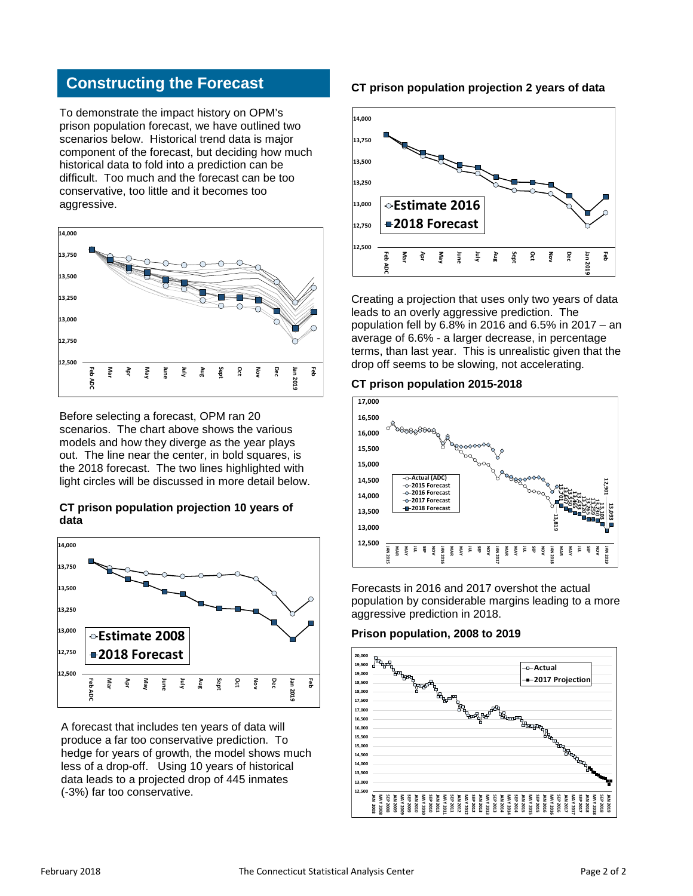## Constructing the Forecast

To demonstrate the impact history on OPM's prison population forecast, we have outlined two scenarios below. Historical trend data is major component of the forecast, but deciding how much historical data to fold into a prediction can be difficult. Too much and the forecast can be too conservative, too little and it becomes too aggressive.

14,000
13,750
13,500
13,250
13,000
12,750
12,500
Feb ADC
Mar
Apr
May
June
July
Aug
Sept
Oct
Nov
Dec
Jan 2019
Feb

Before selecting a forecast, OPM ran 20 scenarios. The chart above shows the various models and how they diverge as the year plays out. The line near the center, in bold squares, is the 2018 forecast. The two lines highlighted with light circles will be discussed in more detail below.

### CT prison population projection 10 years of data

14,000
13,750
13,500
13,250
13,000
12,750
12,500
Estimate 2008
2018 Forecast
Feb ADC
Mar
Apr
May
June
July
Aug
Sept
Oct
Nov
Dec
Jan 2019
Feb

A forecast that includes ten years of data will produce a far too conservative prediction. To hedge for years of growth, the model shows much less of a drop-off. Using 10 years of historical data leads to a projected drop of 445 inmates (-3%) far too conservative.

### CT prison population projection 2 years of data

14,000
13,750
13,500
13,250
13,000
12,750
12,500
Estimate 2016
2018 Forecast
Feb ADC
Mar
Apr
May
June
July
Aug
Sept
Oct
Nov
Dec
Jan 2019
Feb

Creating a projection that uses only two years of data leads to an overly aggressive prediction. The population fell by 6.8% in 2016 and 6.5% in 2017 – an average of 6.6% - a larger decrease, in percentage terms, than last year. This is unrealistic given that the drop off seems to be slowing, not accelerating.

### CT prison population 2015-2018

17,000
16,500
16,000
15,500
15,000
14,500
14,000
13,500
13,000
12,500
Actual (ADC)
2015 Forecast
2016 Forecast
2017 Forecast
2018 Forecast
13,819
13,607
13,545
13,465
13,433
13,320
13,265
13,259
13,230
13,103
12,901
13,093
JAN 2015
MAR
MAY
JUL
SEP
NOV
JAN 2016
MAR
MAY
JUL
SEP
NOV
JAN 2017
MAR
MAY
JUL
SEP
NOV
JAN 2018
MAR
MAY
JUL
SEP
NOV
JAN 2019

Forecasts in 2016 and 2017 overshot the actual population by considerable margins leading to a more aggressive prediction in 2018.

### Prison population, 2008 to 2019

20,000
19,500
19,000
18,500
18,000
17,500
17,000
16,500
16,000
15,500
15,000
14,500
14,000
13,500
13,000
12,500
Actual
2017 Projection
JAN 2008
MAY 2008
SEP 2008
JAN 2009
MAY 2009
SEP 2009
JAN 2010
MAY 2010
SEP 2010
JAN 2011
MAY 2011
SEP 2011
JAN 2012
MAY 2012
SEP 2012
JAN 2013
MAY 2013
SEP 2013
JAN 2014
MAY 2014
SEP 2014
JAN 2015
MAY 2015
SEP 2015
JAN 2016
MAY 2016
SEP 2016
JAN 2017
MAY 2017
SEP 2017
JAN 2018
MAY 2018
SEP 2018
JAN 2019